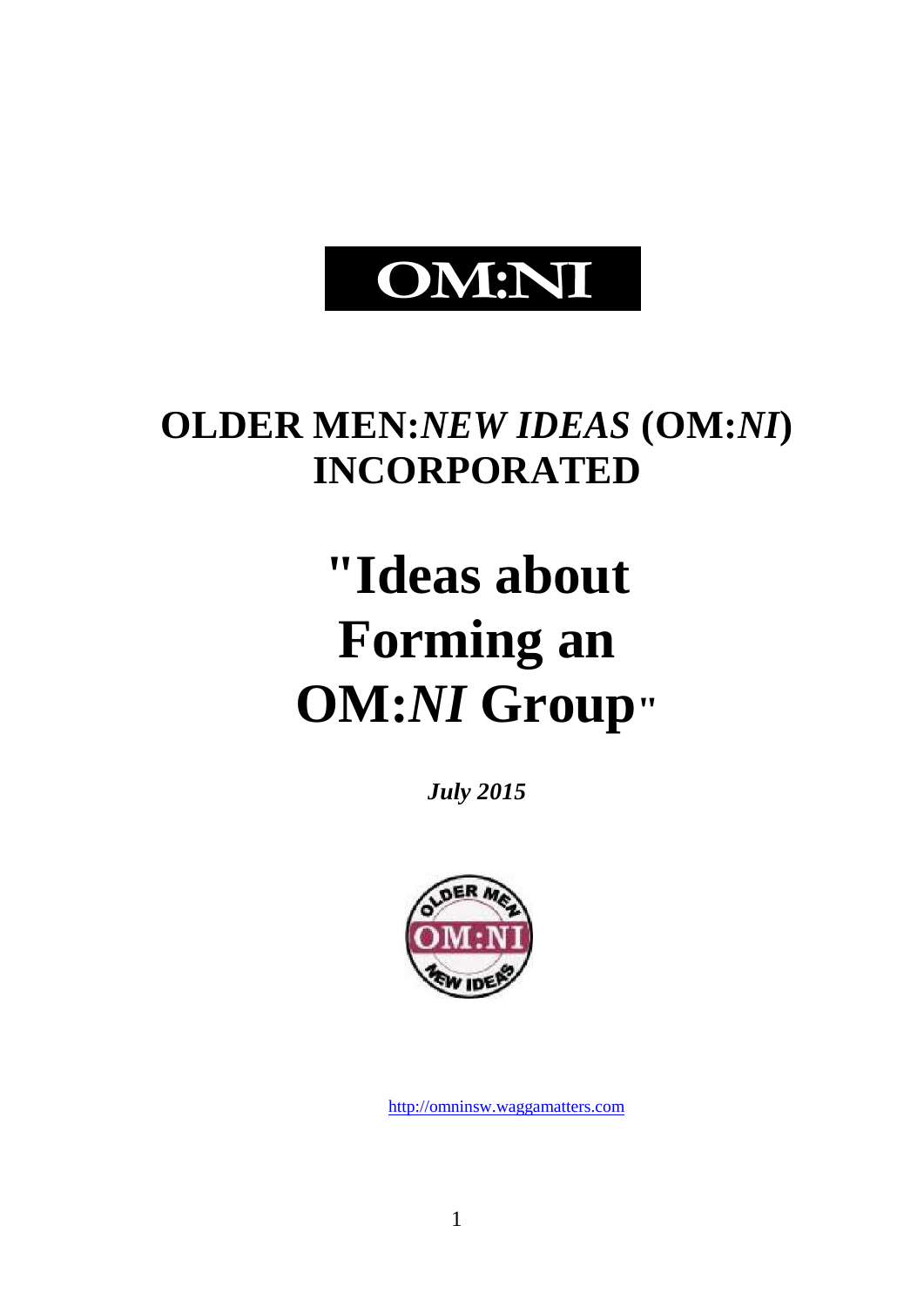# OM:NI

## OLDER MEN:*NEW IDEAS* (OM:*NI*) INCORPORATED

# "Ideas about Forming an OM:*NI* Group"

***July 2015***

http://omninsw.waggamatters.com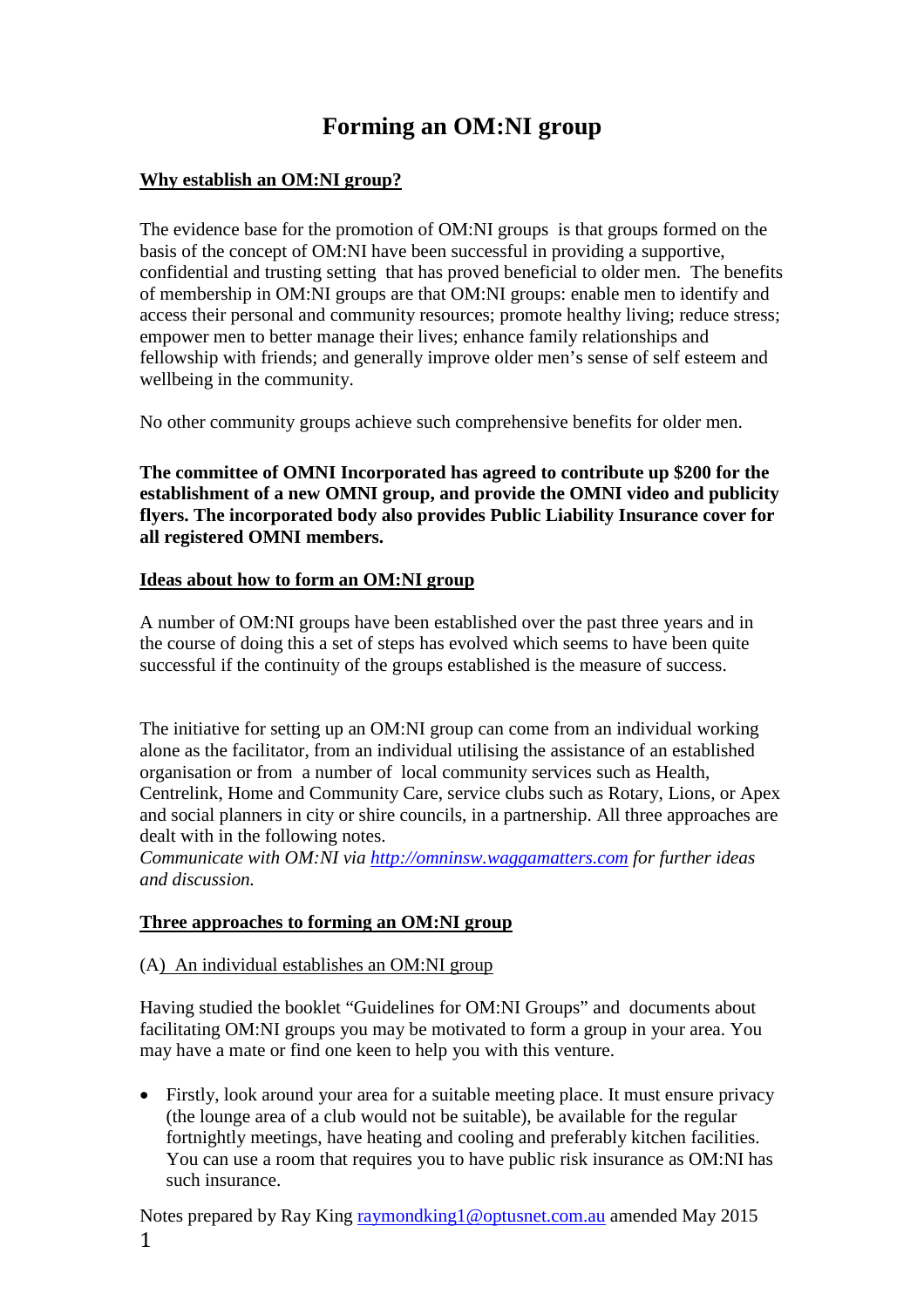# Forming an OM:NI group

## Why establish an OM:NI group?

The evidence base for the promotion of OM:NI groups is that groups formed on the basis of the concept of OM:NI have been successful in providing a supportive, confidential and trusting setting that has proved beneficial to older men. The benefits of membership in OM:NI groups are that OM:NI groups: enable men to identify and access their personal and community resources; promote healthy living; reduce stress; empower men to better manage their lives; enhance family relationships and fellowship with friends; and generally improve older men's sense of self esteem and wellbeing in the community.

No other community groups achieve such comprehensive benefits for older men.

**The committee of OMNI Incorporated has agreed to contribute up $200 for the establishment of a new OMNI group, and provide the OMNI video and publicity flyers. The incorporated body also provides Public Liability Insurance cover for all registered OMNI members.**

## Ideas about how to form an OM:NI group

A number of OM:NI groups have been established over the past three years and in the course of doing this a set of steps has evolved which seems to have been quite successful if the continuity of the groups established is the measure of success.

The initiative for setting up an OM:NI group can come from an individual working alone as the facilitator, from an individual utilising the assistance of an established organisation or from a number of local community services such as Health, Centrelink, Home and Community Care, service clubs such as Rotary, Lions, or Apex and social planners in city or shire councils, in a partnership. All three approaches are dealt with in the following notes.
*Communicate with OM:NI via [http://omninsw.waggamatters.com](http://omninsw.waggamatters.com) for further ideas and discussion.*

## Three approaches to forming an OM:NI group

### (A) An individual establishes an OM:NI group

Having studied the booklet "Guidelines for OM:NI Groups" and documents about facilitating OM:NI groups you may be motivated to form a group in your area. You may have a mate or find one keen to help you with this venture.

- Firstly, look around your area for a suitable meeting place. It must ensure privacy (the lounge area of a club would not be suitable), be available for the regular fortnightly meetings, have heating and cooling and preferably kitchen facilities. You can use a room that requires you to have public risk insurance as OM:NI has such insurance.

Notes prepared by Ray King [raymondking1@optusnet.com.au](mailto:raymondking1@optusnet.com.au) amended May 2015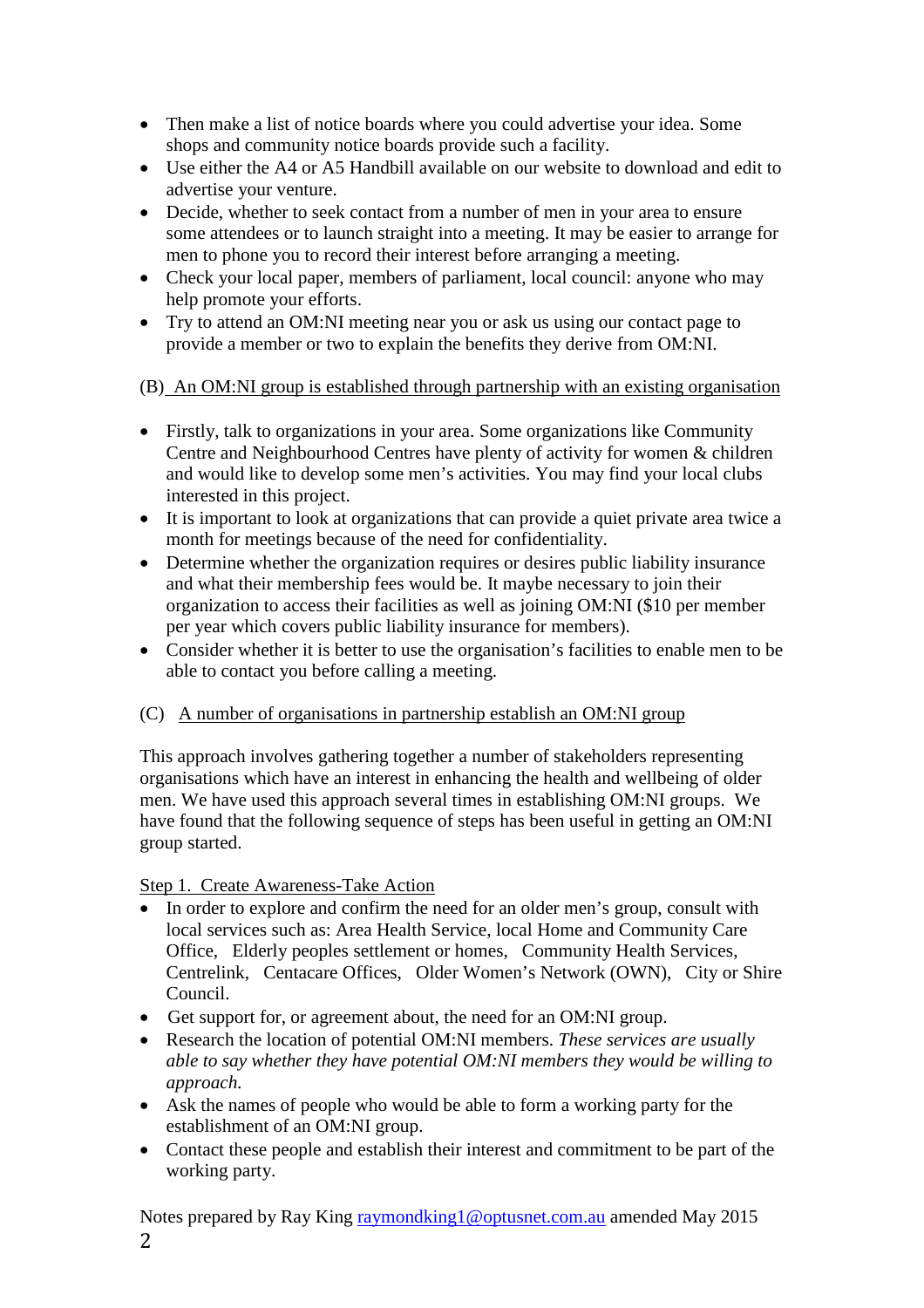- Then make a list of notice boards where you could advertise your idea. Some shops and community notice boards provide such a facility.
- Use either the A4 or A5 Handbill available on our website to download and edit to advertise your venture.
- Decide, whether to seek contact from a number of men in your area to ensure some attendees or to launch straight into a meeting. It may be easier to arrange for men to phone you to record their interest before arranging a meeting.
- Check your local paper, members of parliament, local council: anyone who may help promote your efforts.
- Try to attend an OM:NI meeting near you or ask us using our contact page to provide a member or two to explain the benefits they derive from OM:NI.

(B) An OM:NI group is established through partnership with an existing organisation

- Firstly, talk to organizations in your area. Some organizations like Community Centre and Neighbourhood Centres have plenty of activity for women & children and would like to develop some men's activities. You may find your local clubs interested in this project.
- It is important to look at organizations that can provide a quiet private area twice a month for meetings because of the need for confidentiality.
- Determine whether the organization requires or desires public liability insurance and what their membership fees would be. It maybe necessary to join their organization to access their facilities as well as joining OM:NI ($10 per member per year which covers public liability insurance for members).
- Consider whether it is better to use the organisation's facilities to enable men to be able to contact you before calling a meeting.

(C) A number of organisations in partnership establish an OM:NI group

This approach involves gathering together a number of stakeholders representing organisations which have an interest in enhancing the health and wellbeing of older men. We have used this approach several times in establishing OM:NI groups. We have found that the following sequence of steps has been useful in getting an OM:NI group started.

Step 1. Create Awareness-Take Action

- In order to explore and confirm the need for an older men's group, consult with local services such as: Area Health Service, local Home and Community Care Office, Elderly peoples settlement or homes, Community Health Services, Centrelink, Centacare Offices, Older Women's Network (OWN), City or Shire Council.
- Get support for, or agreement about, the need for an OM:NI group.
- Research the location of potential OM:NI members. *These services are usually able to say whether they have potential OM:NI members they would be willing to approach.*
- Ask the names of people who would be able to form a working party for the establishment of an OM:NI group.
- Contact these people and establish their interest and commitment to be part of the working party.

Notes prepared by Ray King raymondking1@optusnet.com.au amended May 2015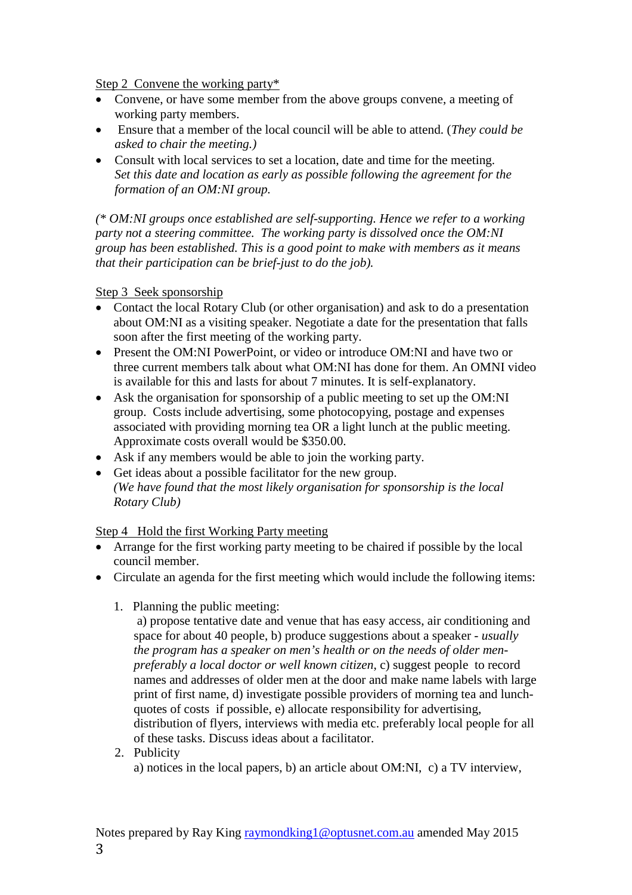Step 2 Convene the working party*

- Convene, or have some member from the above groups convene, a meeting of working party members.
- Ensure that a member of the local council will be able to attend. (*They could be asked to chair the meeting.)*
- Consult with local services to set a location, date and time for the meeting. *Set this date and location as early as possible following the agreement for the formation of an OM:NI group.*

*(* OM:NI groups once established are self-supporting. Hence we refer to a working party not a steering committee. The working party is dissolved once the OM:NI group has been established. This is a good point to make with members as it means that their participation can be brief-just to do the job).*

Step 3 Seek sponsorship

- Contact the local Rotary Club (or other organisation) and ask to do a presentation about OM:NI as a visiting speaker. Negotiate a date for the presentation that falls soon after the first meeting of the working party.
- Present the OM:NI PowerPoint, or video or introduce OM:NI and have two or three current members talk about what OM:NI has done for them. An OMNI video is available for this and lasts for about 7 minutes. It is self-explanatory.
- Ask the organisation for sponsorship of a public meeting to set up the OM:NI group. Costs include advertising, some photocopying, postage and expenses associated with providing morning tea OR a light lunch at the public meeting. Approximate costs overall would be $350.00.
- Ask if any members would be able to join the working party.
- Get ideas about a possible facilitator for the new group. *(We have found that the most likely organisation for sponsorship is the local Rotary Club)*

Step 4 Hold the first Working Party meeting

- Arrange for the first working party meeting to be chaired if possible by the local council member.
- Circulate an agenda for the first meeting which would include the following items:

  1. Planning the public meeting:
     a) propose tentative date and venue that has easy access, air conditioning and space for about 40 people, b) produce suggestions about a speaker - *usually the program has a speaker on men's health or on the needs of older men-preferably a local doctor or well known citizen*, c) suggest people to record names and addresses of older men at the door and make name labels with large print of first name, d) investigate possible providers of morning tea and lunch-quotes of costs if possible, e) allocate responsibility for advertising, distribution of flyers, interviews with media etc. preferably local people for all of these tasks. Discuss ideas about a facilitator.
  2. Publicity
     a) notices in the local papers, b) an article about OM:NI, c) a TV interview,

Notes prepared by Ray King raymondking1@optusnet.com.au amended May 2015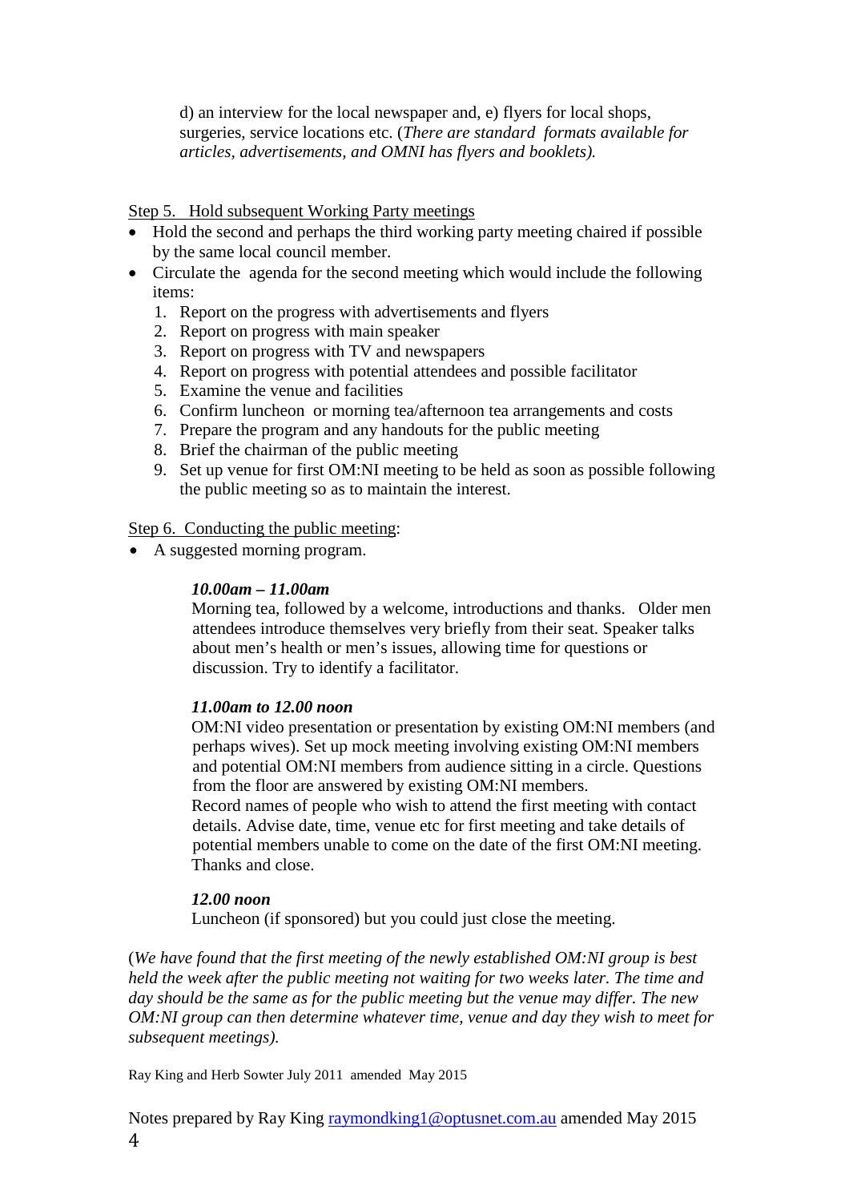d) an interview for the local newspaper and, e) flyers for local shops, surgeries, service locations etc. (*There are standard formats available for articles, advertisements, and OMNI has flyers and booklets).*

<u>Step 5. Hold subsequent Working Party meetings</u>

- Hold the second and perhaps the third working party meeting chaired if possible by the same local council member.
- Circulate the agenda for the second meeting which would include the following items:
  1. Report on the progress with advertisements and flyers
  2. Report on progress with main speaker
  3. Report on progress with TV and newspapers
  4. Report on progress with potential attendees and possible facilitator
  5. Examine the venue and facilities
  6. Confirm luncheon or morning tea/afternoon tea arrangements and costs
  7. Prepare the program and any handouts for the public meeting
  8. Brief the chairman of the public meeting
  9. Set up venue for first OM:NI meeting to be held as soon as possible following the public meeting so as to maintain the interest.

<u>Step 6. Conducting the public meeting</u>:

- A suggested morning program.

***10.00am – 11.00am***

Morning tea, followed by a welcome, introductions and thanks. Older men attendees introduce themselves very briefly from their seat. Speaker talks about men's health or men's issues, allowing time for questions or discussion. Try to identify a facilitator.

***11.00am to 12.00 noon***

OM:NI video presentation or presentation by existing OM:NI members (and perhaps wives). Set up mock meeting involving existing OM:NI members and potential OM:NI members from audience sitting in a circle. Questions from the floor are answered by existing OM:NI members.

Record names of people who wish to attend the first meeting with contact details. Advise date, time, venue etc for first meeting and take details of potential members unable to come on the date of the first OM:NI meeting. Thanks and close.

***12.00 noon***

Luncheon (if sponsored) but you could just close the meeting.

(*We have found that the first meeting of the newly established OM:NI group is best held the week after the public meeting not waiting for two weeks later. The time and day should be the same as for the public meeting but the venue may differ. The new OM:NI group can then determine whatever time, venue and day they wish to meet for subsequent meetings).*

Ray King and Herb Sowter July 2011 amended May 2015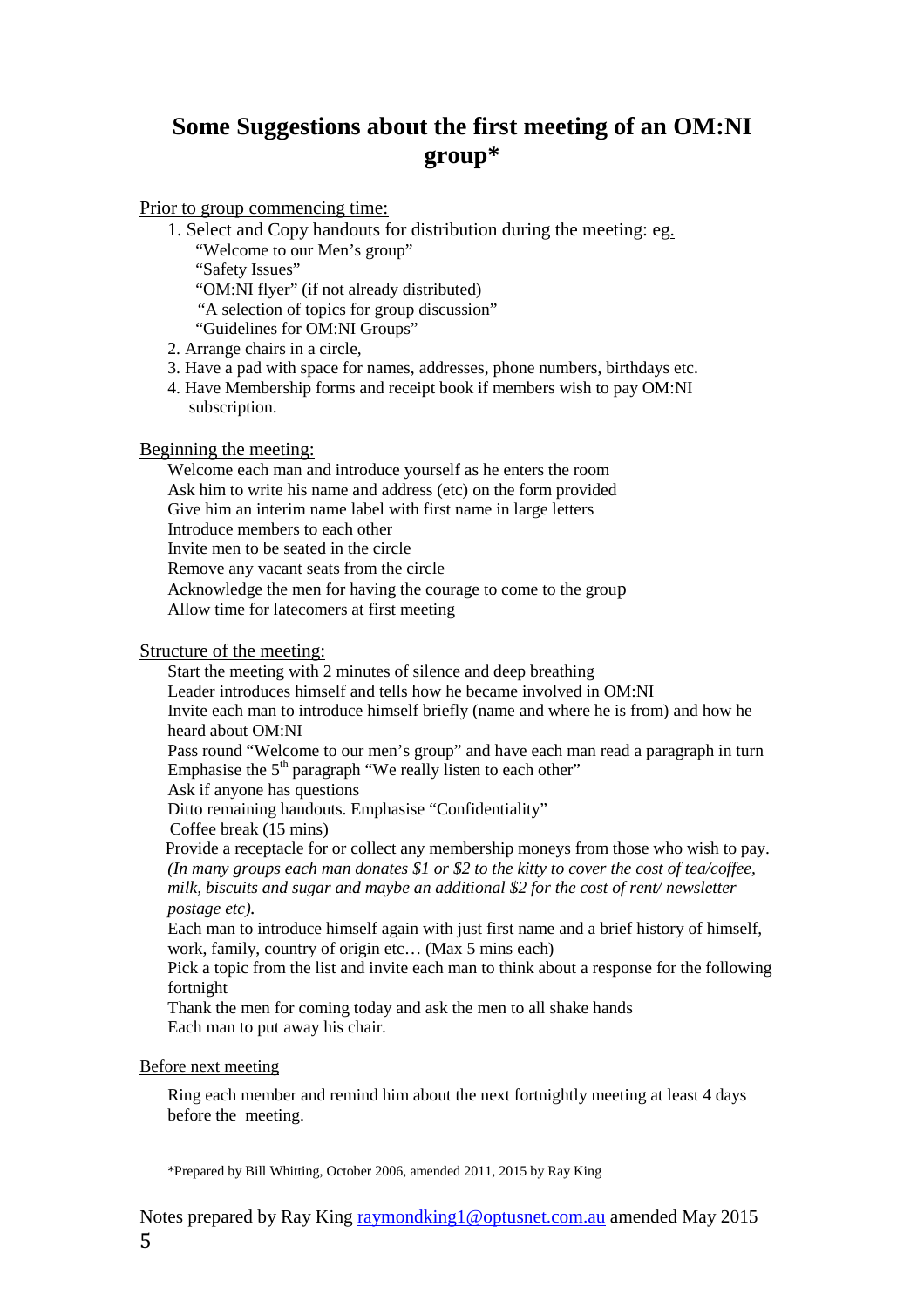# Some Suggestions about the first meeting of an OM:NI group*

Prior to group commencing time:

1. Select and Copy handouts for distribution during the meeting: eg.
   "Welcome to our Men's group"
   "Safety Issues"
   "OM:NI flyer" (if not already distributed)
   "A selection of topics for group discussion"
   "Guidelines for OM:NI Groups"
2. Arrange chairs in a circle,
3. Have a pad with space for names, addresses, phone numbers, birthdays etc.
4. Have Membership forms and receipt book if members wish to pay OM:NI subscription.

Beginning the meeting:

Welcome each man and introduce yourself as he enters the room
Ask him to write his name and address (etc) on the form provided
Give him an interim name label with first name in large letters
Introduce members to each other
Invite men to be seated in the circle
Remove any vacant seats from the circle
Acknowledge the men for having the courage to come to the group
Allow time for latecomers at first meeting

Structure of the meeting:

Start the meeting with 2 minutes of silence and deep breathing
Leader introduces himself and tells how he became involved in OM:NI
Invite each man to introduce himself briefly (name and where he is from) and how he heard about OM:NI
Pass round "Welcome to our men's group" and have each man read a paragraph in turn
Emphasise the 5th paragraph "We really listen to each other"
Ask if anyone has questions
Ditto remaining handouts. Emphasise "Confidentiality"
Coffee break (15 mins)
Provide a receptacle for or collect any membership moneys from those who wish to pay. *(In many groups each man donates $1 or $2 to the kitty to cover the cost of tea/coffee, milk, biscuits and sugar and maybe an additional $2 for the cost of rent/ newsletter postage etc).*
Each man to introduce himself again with just first name and a brief history of himself, work, family, country of origin etc… (Max 5 mins each)
Pick a topic from the list and invite each man to think about a response for the following fortnight
Thank the men for coming today and ask the men to all shake hands
Each man to put away his chair.

Before next meeting

Ring each member and remind him about the next fortnightly meeting at least 4 days before the meeting.

*Prepared by Bill Whitting, October 2006, amended 2011, 2015 by Ray King